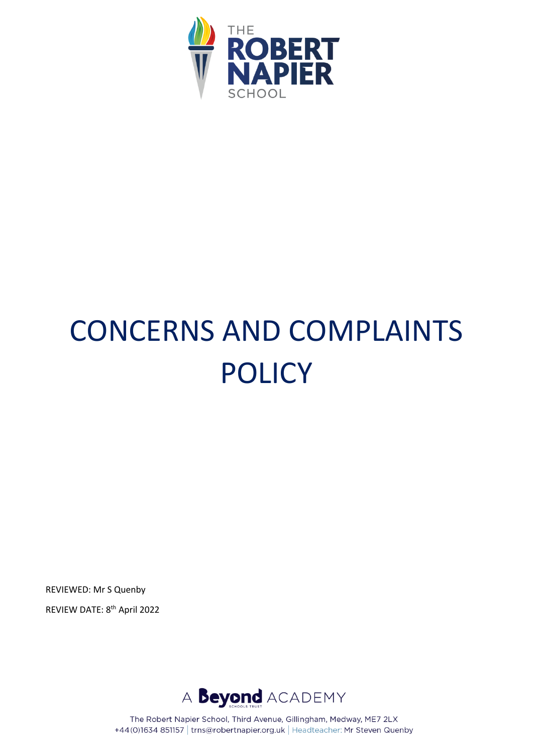THE ROBERT NAPIER SCHOOL

# CONCERNS AND COMPLAINTS POLICY

REVIEWED: Mr S Quenby

REVIEW DATE: 8th April 2022

A Beyond ACADEMY

The Robert Napier School, Third Avenue, Gillingham, Medway, ME7 2LX
+44(0)1634 851157 | trns@robertnapier.org.uk | Headteacher: Mr Steven Quenby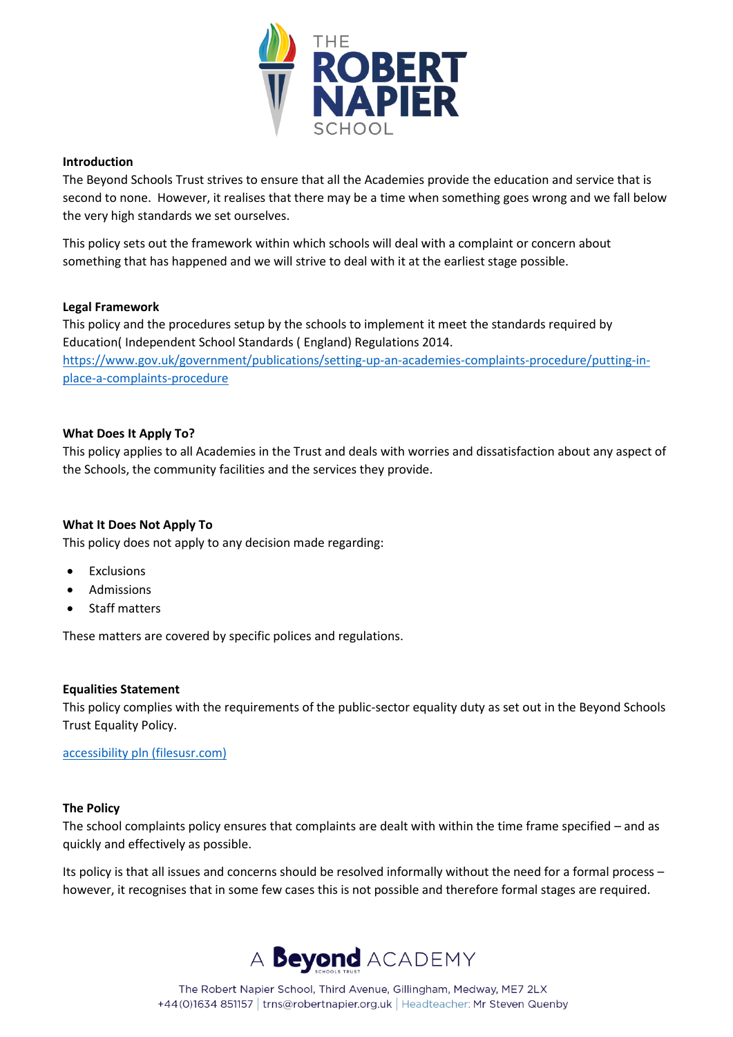**Introduction**

The Beyond Schools Trust strives to ensure that all the Academies provide the education and service that is second to none. However, it realises that there may be a time when something goes wrong and we fall below the very high standards we set ourselves.

This policy sets out the framework within which schools will deal with a complaint or concern about something that has happened and we will strive to deal with it at the earliest stage possible.

**Legal Framework**

This policy and the procedures setup by the schools to implement it meet the standards required by Education( Independent School Standards ( England) Regulations 2014.
[https://www.gov.uk/government/publications/setting-up-an-academies-complaints-procedure/putting-in-place-a-complaints-procedure](https://www.gov.uk/government/publications/setting-up-an-academies-complaints-procedure/putting-in-place-a-complaints-procedure)

**What Does It Apply To?**

This policy applies to all Academies in the Trust and deals with worries and dissatisfaction about any aspect of the Schools, the community facilities and the services they provide.

**What It Does Not Apply To**

This policy does not apply to any decision made regarding:

- Exclusions
- Admissions
- Staff matters

These matters are covered by specific polices and regulations.

**Equalities Statement**

This policy complies with the requirements of the public-sector equality duty as set out in the Beyond Schools Trust Equality Policy.

accessibility pln (filesusr.com)

**The Policy**

The school complaints policy ensures that complaints are dealt with within the time frame specified – and as quickly and effectively as possible.

Its policy is that all issues and concerns should be resolved informally without the need for a formal process – however, it recognises that in some few cases this is not possible and therefore formal stages are required.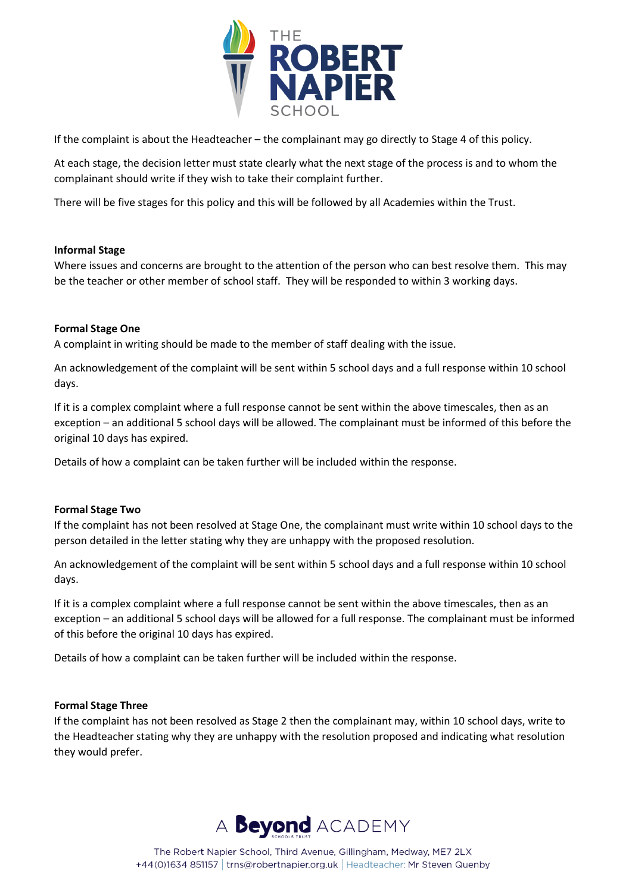If the complaint is about the Headteacher – the complainant may go directly to Stage 4 of this policy.

At each stage, the decision letter must state clearly what the next stage of the process is and to whom the complainant should write if they wish to take their complaint further.

There will be five stages for this policy and this will be followed by all Academies within the Trust.

**Informal Stage**

Where issues and concerns are brought to the attention of the person who can best resolve them. This may be the teacher or other member of school staff. They will be responded to within 3 working days.

**Formal Stage One**

A complaint in writing should be made to the member of staff dealing with the issue.

An acknowledgement of the complaint will be sent within 5 school days and a full response within 10 school days.

If it is a complex complaint where a full response cannot be sent within the above timescales, then as an exception – an additional 5 school days will be allowed. The complainant must be informed of this before the original 10 days has expired.

Details of how a complaint can be taken further will be included within the response.

**Formal Stage Two**

If the complaint has not been resolved at Stage One, the complainant must write within 10 school days to the person detailed in the letter stating why they are unhappy with the proposed resolution.

An acknowledgement of the complaint will be sent within 5 school days and a full response within 10 school days.

If it is a complex complaint where a full response cannot be sent within the above timescales, then as an exception – an additional 5 school days will be allowed for a full response. The complainant must be informed of this before the original 10 days has expired.

Details of how a complaint can be taken further will be included within the response.

**Formal Stage Three**

If the complaint has not been resolved as Stage 2 then the complainant may, within 10 school days, write to the Headteacher stating why they are unhappy with the resolution proposed and indicating what resolution they would prefer.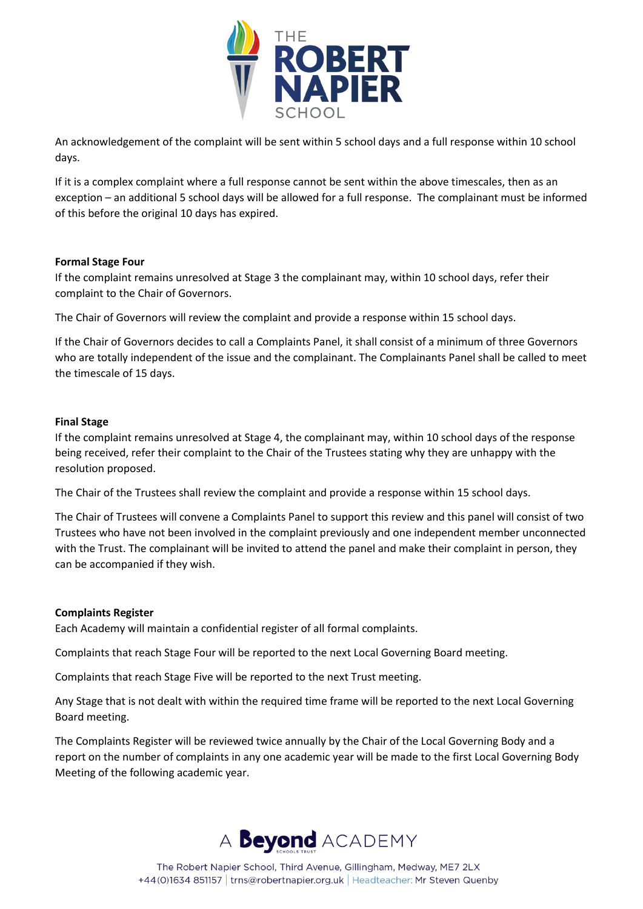An acknowledgement of the complaint will be sent within 5 school days and a full response within 10 school days.

If it is a complex complaint where a full response cannot be sent within the above timescales, then as an exception – an additional 5 school days will be allowed for a full response. The complainant must be informed of this before the original 10 days has expired.

**Formal Stage Four**

If the complaint remains unresolved at Stage 3 the complainant may, within 10 school days, refer their complaint to the Chair of Governors.

The Chair of Governors will review the complaint and provide a response within 15 school days.

If the Chair of Governors decides to call a Complaints Panel, it shall consist of a minimum of three Governors who are totally independent of the issue and the complainant. The Complainants Panel shall be called to meet the timescale of 15 days.

**Final Stage**

If the complaint remains unresolved at Stage 4, the complainant may, within 10 school days of the response being received, refer their complaint to the Chair of the Trustees stating why they are unhappy with the resolution proposed.

The Chair of the Trustees shall review the complaint and provide a response within 15 school days.

The Chair of Trustees will convene a Complaints Panel to support this review and this panel will consist of two Trustees who have not been involved in the complaint previously and one independent member unconnected with the Trust. The complainant will be invited to attend the panel and make their complaint in person, they can be accompanied if they wish.

**Complaints Register**

Each Academy will maintain a confidential register of all formal complaints.

Complaints that reach Stage Four will be reported to the next Local Governing Board meeting.

Complaints that reach Stage Five will be reported to the next Trust meeting.

Any Stage that is not dealt with within the required time frame will be reported to the next Local Governing Board meeting.

The Complaints Register will be reviewed twice annually by the Chair of the Local Governing Body and a report on the number of complaints in any one academic year will be made to the first Local Governing Body Meeting of the following academic year.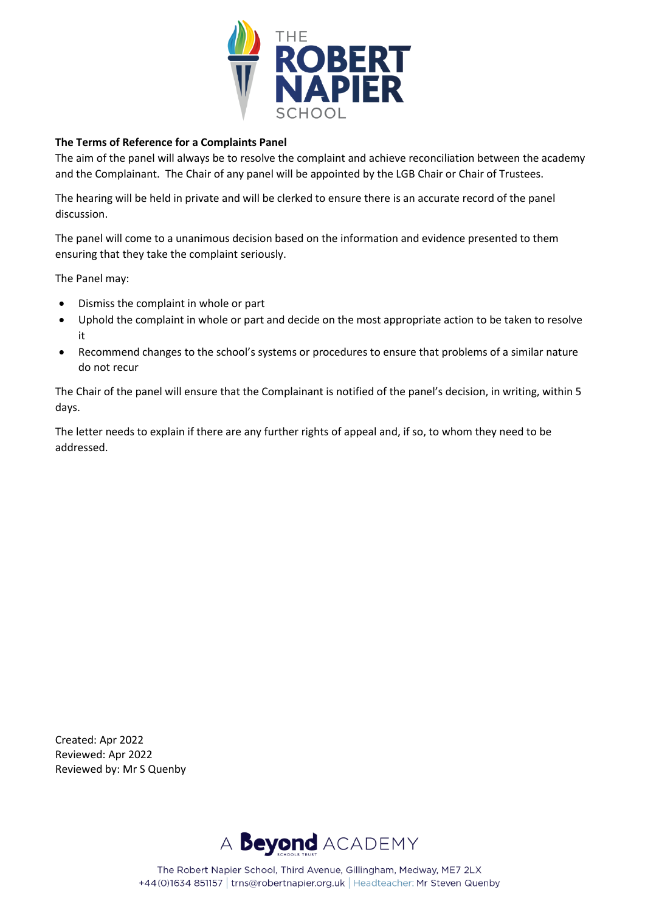**The Terms of Reference for a Complaints Panel**

The aim of the panel will always be to resolve the complaint and achieve reconciliation between the academy and the Complainant. The Chair of any panel will be appointed by the LGB Chair or Chair of Trustees.

The hearing will be held in private and will be clerked to ensure there is an accurate record of the panel discussion.

The panel will come to a unanimous decision based on the information and evidence presented to them ensuring that they take the complaint seriously.

The Panel may:

- Dismiss the complaint in whole or part
- Uphold the complaint in whole or part and decide on the most appropriate action to be taken to resolve it
- Recommend changes to the school's systems or procedures to ensure that problems of a similar nature do not recur

The Chair of the panel will ensure that the Complainant is notified of the panel's decision, in writing, within 5 days.

The letter needs to explain if there are any further rights of appeal and, if so, to whom they need to be addressed.

Created: Apr 2022
Reviewed: Apr 2022
Reviewed by: Mr S Quenby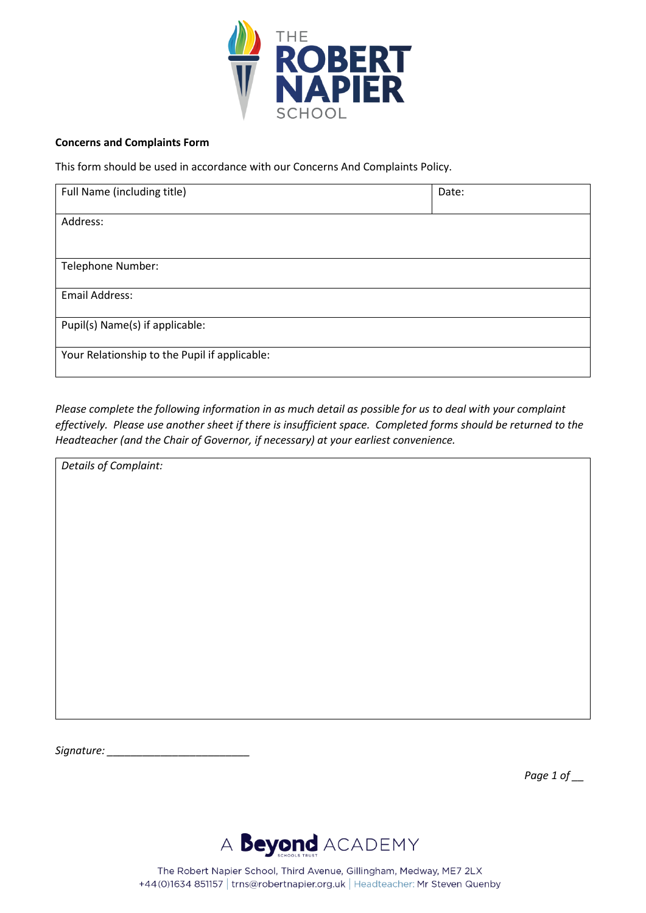**Concerns and Complaints Form**

This form should be used in accordance with our Concerns And Complaints Policy.

| Full Name (including title) | Date: |
|---|---|
| Address: | |
| Telephone Number: | |
| Email Address: | |
| Pupil(s) Name(s) if applicable: | |
| Your Relationship to the Pupil if applicable: | |

*Please complete the following information in as much detail as possible for us to deal with your complaint effectively. Please use another sheet if there is insufficient space. Completed forms should be returned to the Headteacher (and the Chair of Governor, if necessary) at your earliest convenience.*

| *Details of Complaint:* |
|---|
| |

*Signature:* ________________________

*Page 1 of __*

A Beyond ACADEMY

The Robert Napier School, Third Avenue, Gillingham, Medway, ME7 2LX
+44(0)1634 851157 | trns@robertnapier.org.uk | Headteacher: Mr Steven Quenby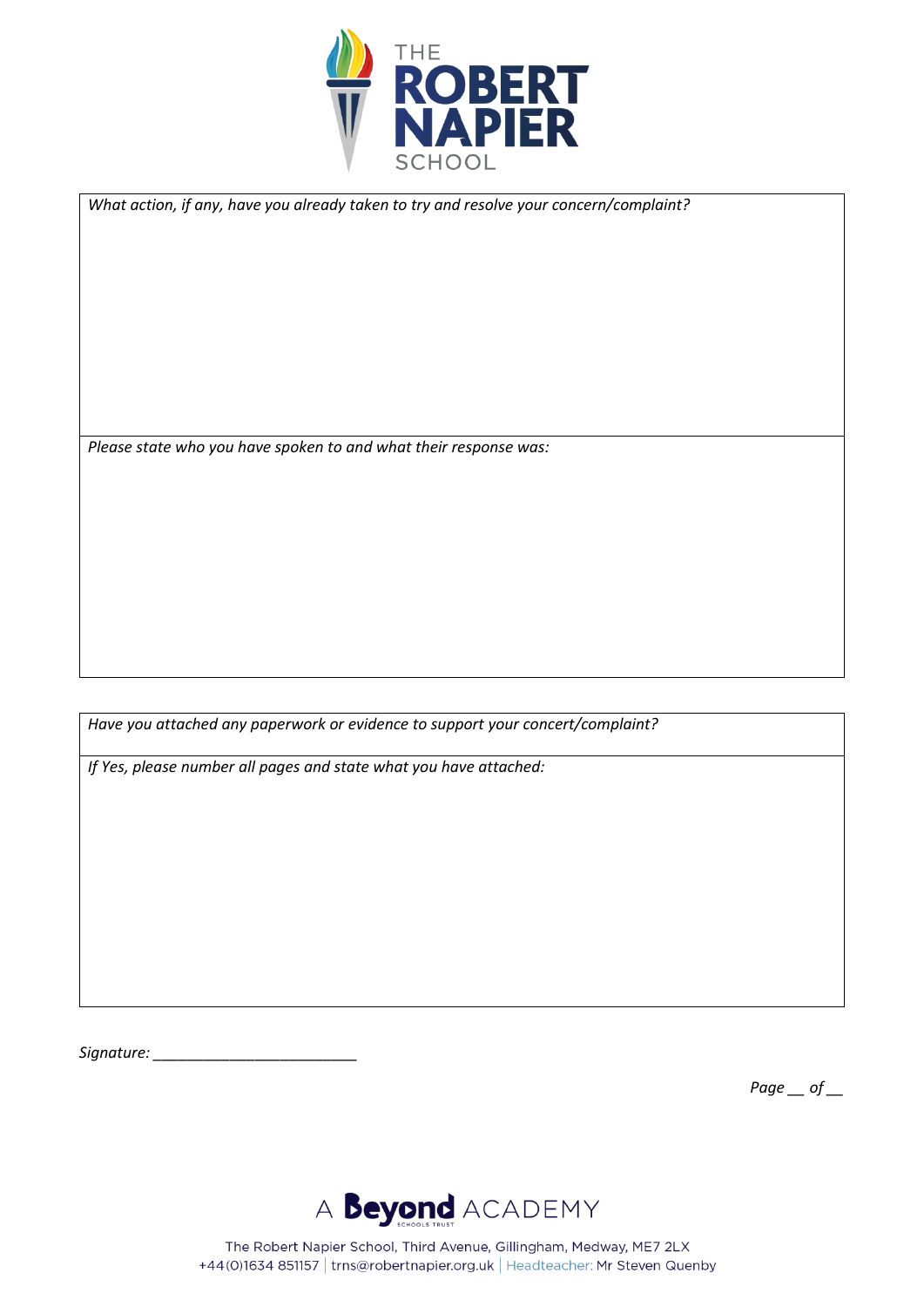*What action, if any, have you already taken to try and resolve your concern/complaint?*

*Please state who you have spoken to and what their response was:*

*Have you attached any paperwork or evidence to support your concert/complaint?*

*If Yes, please number all pages and state what you have attached:*

*Signature: ________________________*

*Page __ of __*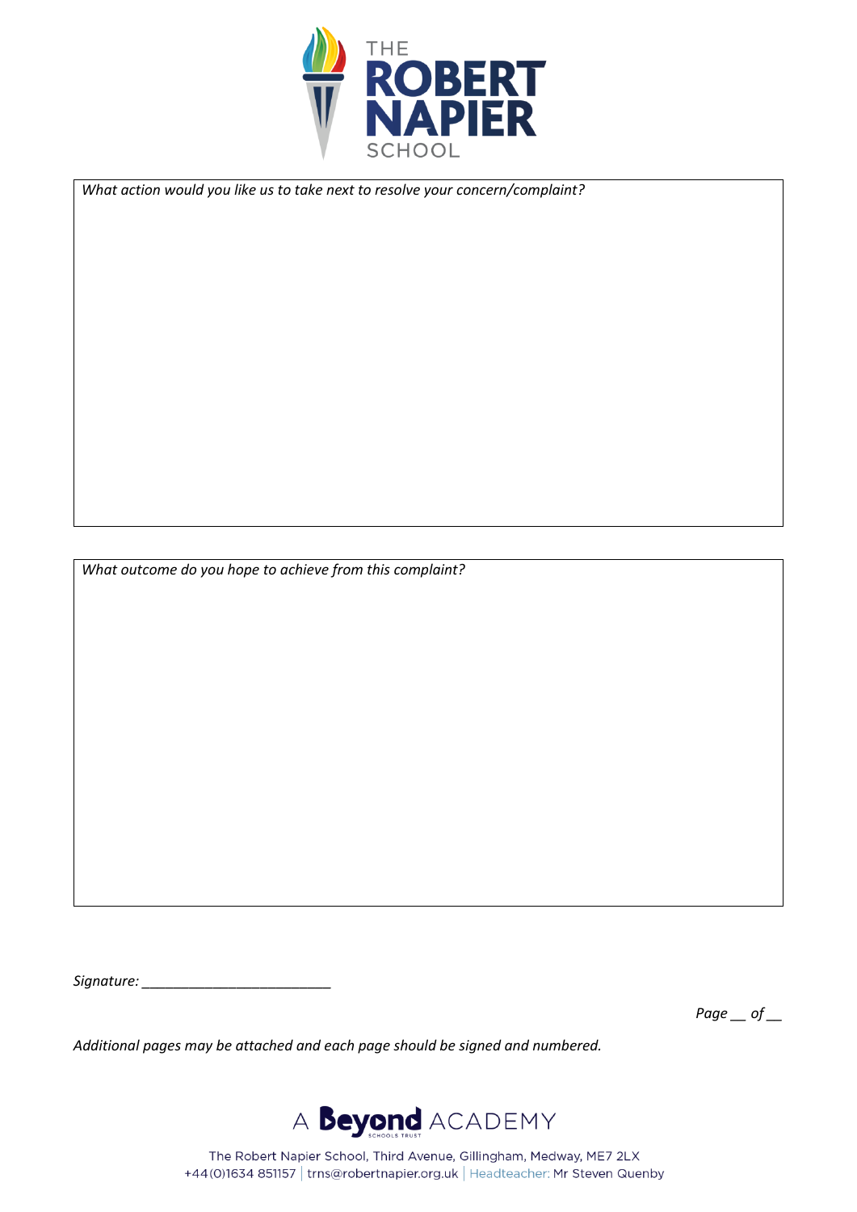*What action would you like us to take next to resolve your concern/complaint?*

*What outcome do you hope to achieve from this complaint?*

*Signature: ________________________*

*Page __ of __*

*Additional pages may be attached and each page should be signed and numbered.*